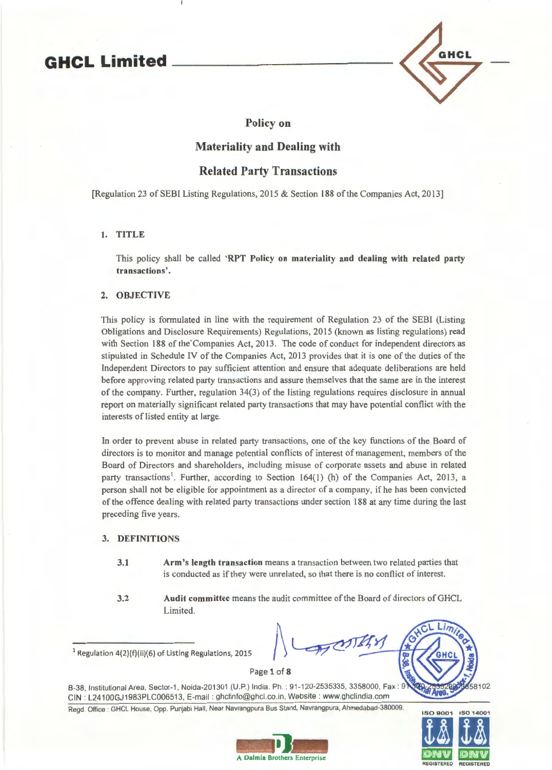# GHCL Limited

## Policy on

## Materiality and Dealing with

## Related Party Transactions

[Regulation 23 of SEBI Listing Regulations, 2015 & Section 188 of the Companies Act, 2013]

### 1. TITLE

This policy shall be called **'RPT Policy on materiality and dealing with related party transactions'.**

### 2. OBJECTIVE

This policy is formulated in line with the requirement of Regulation 23 of the SEBI (Listing Obligations and Disclosure Requirements) Regulations, 2015 (known as listing regulations) read with Section 188 of the Companies Act, 2013. The code of conduct for independent directors as stipulated in Schedule IV of the Companies Act, 2013 provides that it is one of the duties of the Independent Directors to pay sufficient attention and ensure that adequate deliberations are held before approving related party transactions and assure themselves that the same are in the interest of the company. Further, regulation 34(3) of the listing regulations requires disclosure in annual report on materially significant related party transactions that may have potential conflict with the interests of listed entity at large.

In order to prevent abuse in related party transactions, one of the key functions of the Board of directors is to monitor and manage potential conflicts of interest of management, members of the Board of Directors and shareholders, including misuse of corporate assets and abuse in related party transactions[1]. Further, according to Section 164(1) (h) of the Companies Act, 2013, a person shall not be eligible for appointment as a director of a company, if he has been convicted of the offence dealing with related party transactions under section 188 at any time during the last preceding five years.

### 3. DEFINITIONS

3.1 **Arm's length transaction** means a transaction between two related parties that is conducted as if they were unrelated, so that there is no conflict of interest.

3.2 **Audit committee** means the audit committee of the Board of directors of GHCL Limited.

[1] Regulation 4(2)(f)(ii)(6) of Listing Regulations, 2015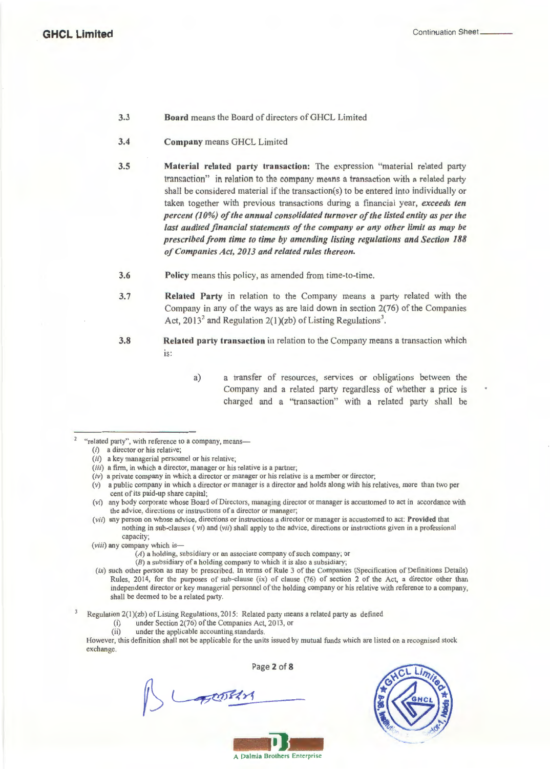3.3 **Board** means the Board of directors of GHCL Limited

3.4 **Company** means GHCL Limited

3.5 **Material related party transaction:** The expression "material related party transaction" in relation to the company means a transaction with a related party shall be considered material if the transaction(s) to be entered into individually or taken together with previous transactions during a financial year, ***exceeds ten percent (10%) of the annual consolidated turnover of the listed entity as per the last audited financial statements of the company or any other limit as may be prescribed from time to time by amending listing regulations and Section 188 of Companies Act, 2013 and related rules thereon.***

3.6 **Policy** means this policy, as amended from time-to-time.

3.7 **Related Party** in relation to the Company means a party related with the Company in any of the ways as are laid down in section 2(76) of the Companies Act, 2013[2] and Regulation 2(1)(zb) of Listing Regulations[3].

3.8 **Related party transaction** in relation to the Company means a transaction which is:

a) a transfer of resources, services or obligations between the Company and a related party regardless of whether a price is charged and a "transaction" with a related party shall be

---

[2] "related party", with reference to a company, means—

(*i*) a director or his relative;

(*ii*) a key managerial personnel or his relative;

(*iii*) a firm, in which a director, manager or his relative is a partner;

(*iv*) a private company in which a director or manager or his relative is a member or director;

(*v*) a public company in which a director or manager is a director and holds along with his relatives, more than two per cent of its paid-up share capital;

(*vi*) any body corporate whose Board of Directors, managing director or manager is accustomed to act in accordance with the advice, directions or instructions of a director or manager;

(*vii*) any person on whose advice, directions or instructions a director or manager is accustomed to act: **Provided** that nothing in sub-clauses (*vi*) and (*vii*) shall apply to the advice, directions or instructions given in a professional capacity;

(*viii*) any company which is—

(*A*) a holding, subsidiary or an associate company of such company; or

(*B*) a subsidiary of a holding company to which it is also a subsidiary;

(*ix*) such other person as may be prescribed. In terms of Rule 3 of the Companies (Specification of Definitions Details) Rules, 2014, for the purposes of sub-clause (ix) of clause (76) of section 2 of the Act, a director other than independent director or key managerial personnel of the holding company or his relative with reference to a company, shall be deemed to be a related party.

[3] Regulation 2(1)(zb) of Listing Regulations, 2015: Related party means a related party as defined

(i) under Section 2(76) of the Companies Act, 2013, or

(ii) under the applicable accounting standards.

However, this definition shall not be applicable for the units issued by mutual funds which are listed on a recognised stock exchange.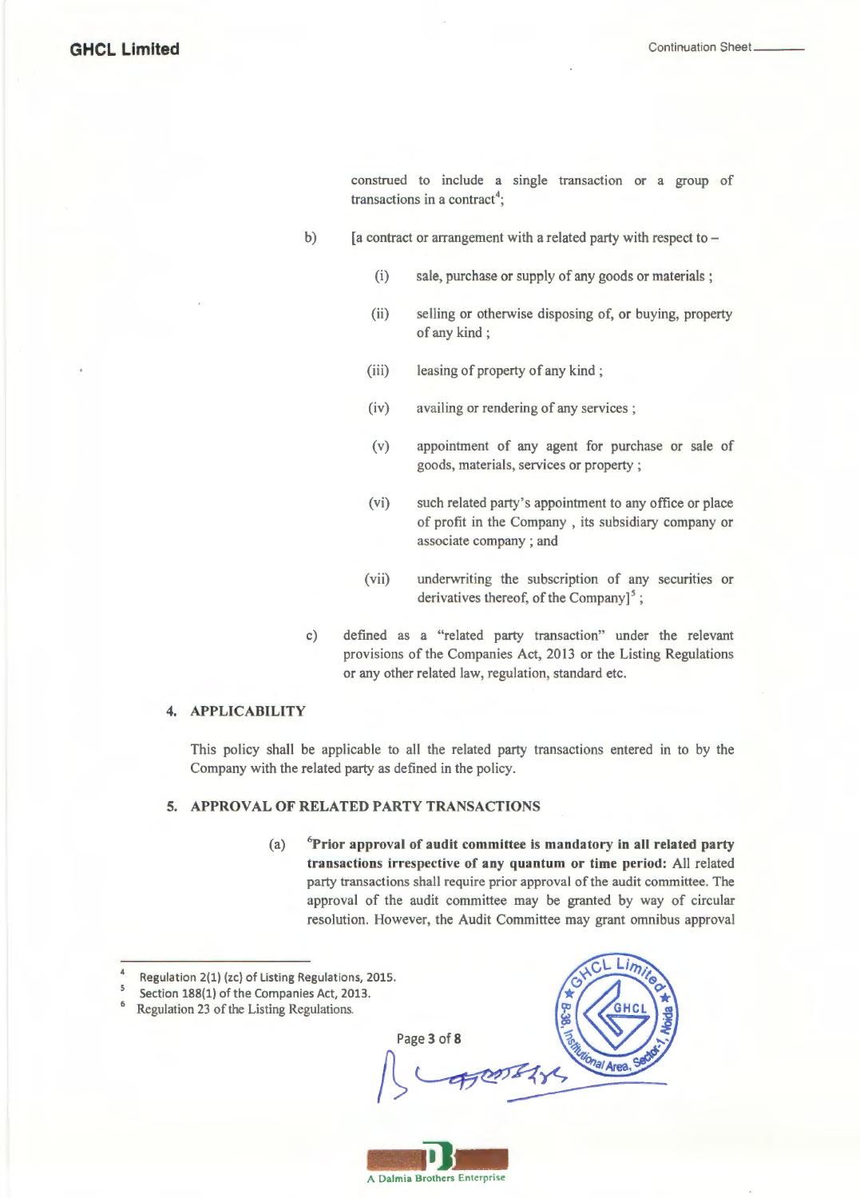construed to include a single transaction or a group of transactions in a contract[4];

b) [a contract or arrangement with a related party with respect to –

(i) sale, purchase or supply of any goods or materials ;

(ii) selling or otherwise disposing of, or buying, property of any kind ;

(iii) leasing of property of any kind ;

(iv) availing or rendering of any services ;

(v) appointment of any agent for purchase or sale of goods, materials, services or property ;

(vi) such related party's appointment to any office or place of profit in the Company , its subsidiary company or associate company ; and

(vii) underwriting the subscription of any securities or derivatives thereof, of the Company][5] ;

c) defined as a "related party transaction" under the relevant provisions of the Companies Act, 2013 or the Listing Regulations or any other related law, regulation, standard etc.

## 4. APPLICABILITY

This policy shall be applicable to all the related party transactions entered in to by the Company with the related party as defined in the policy.

## 5. APPROVAL OF RELATED PARTY TRANSACTIONS

(a) [6]**Prior approval of audit committee is mandatory in all related party transactions irrespective of any quantum or time period:** All related party transactions shall require prior approval of the audit committee. The approval of the audit committee may be granted by way of circular resolution. However, the Audit Committee may grant omnibus approval

---

[4] Regulation 2(1) (zc) of Listing Regulations, 2015.

[5] Section 188(1) of the Companies Act, 2013.

[6] Regulation 23 of the Listing Regulations.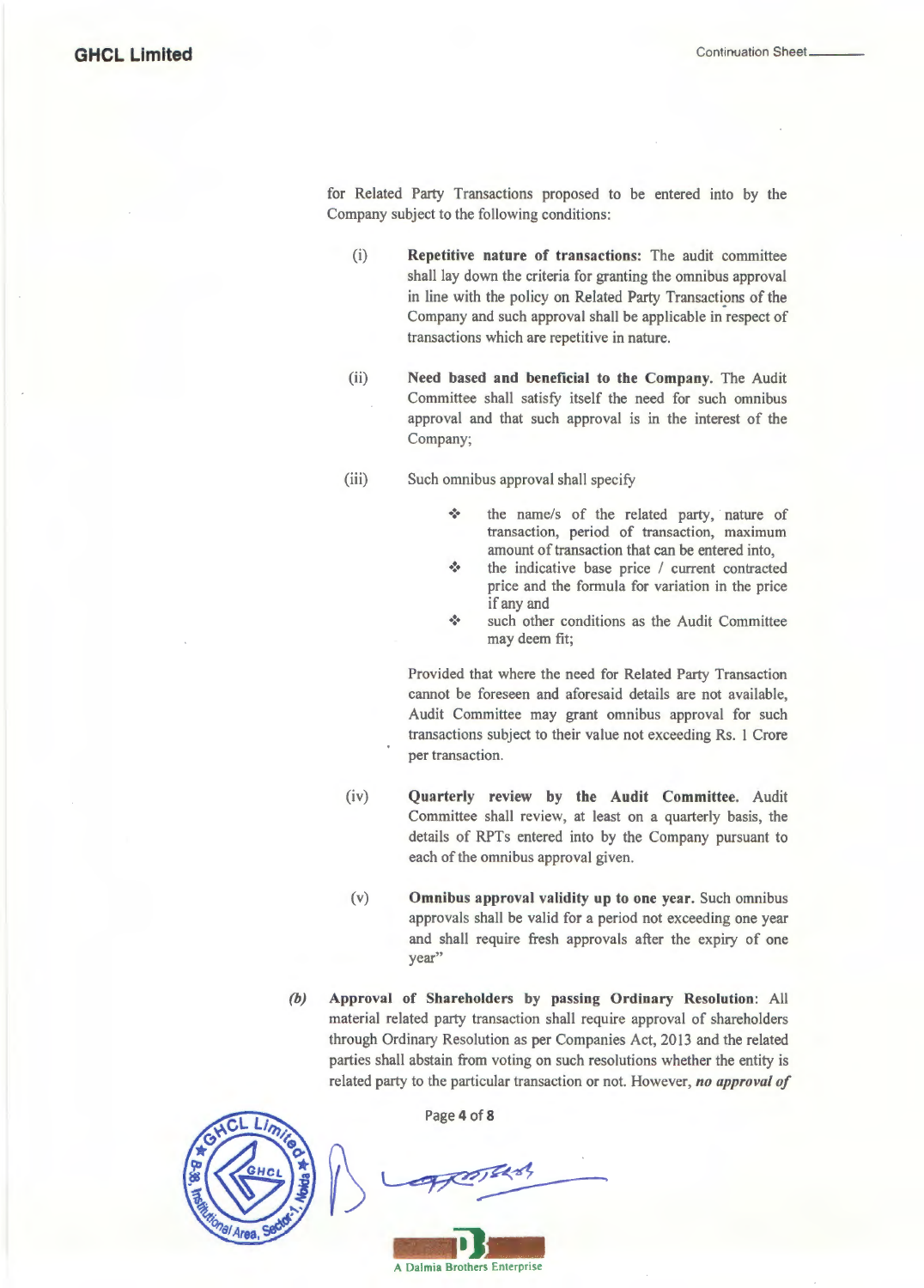for Related Party Transactions proposed to be entered into by the Company subject to the following conditions:

(i) **Repetitive nature of transactions:** The audit committee shall lay down the criteria for granting the omnibus approval in line with the policy on Related Party Transactions of the Company and such approval shall be applicable in respect of transactions which are repetitive in nature.

(ii) **Need based and beneficial to the Company.** The Audit Committee shall satisfy itself the need for such omnibus approval and that such approval is in the interest of the Company;

(iii) Such omnibus approval shall specify

- the name/s of the related party, nature of transaction, period of transaction, maximum amount of transaction that can be entered into,
- the indicative base price / current contracted price and the formula for variation in the price if any and
- such other conditions as the Audit Committee may deem fit;

Provided that where the need for Related Party Transaction cannot be foreseen and aforesaid details are not available, Audit Committee may grant omnibus approval for such transactions subject to their value not exceeding Rs. 1 Crore per transaction.

(iv) **Quarterly review by the Audit Committee.** Audit Committee shall review, at least on a quarterly basis, the details of RPTs entered into by the Company pursuant to each of the omnibus approval given.

(v) **Omnibus approval validity up to one year.** Such omnibus approvals shall be valid for a period not exceeding one year and shall require fresh approvals after the expiry of one year"

*(b)* **Approval of Shareholders by passing Ordinary Resolution**: All material related party transaction shall require approval of shareholders through Ordinary Resolution as per Companies Act, 2013 and the related parties shall abstain from voting on such resolutions whether the entity is related party to the particular transaction or not. However, ***no approval of***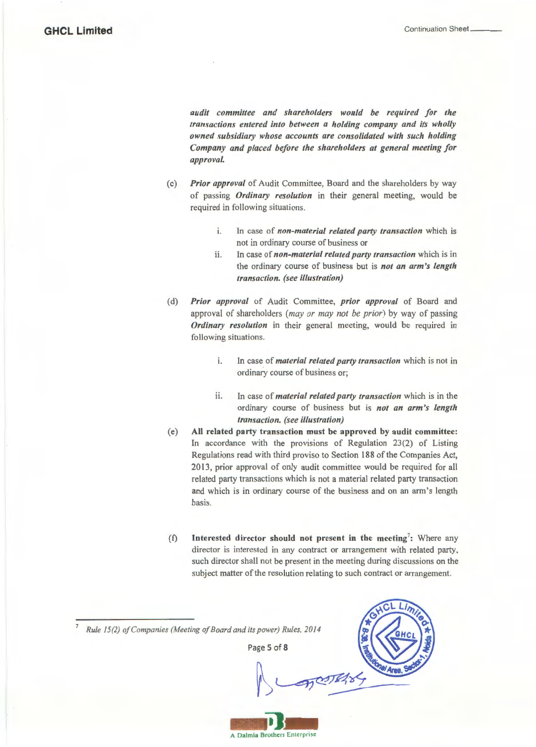*audit committee and shareholders would be required for the transactions entered into between a holding company and its wholly owned subsidiary whose accounts are consolidated with such holding Company and placed before the shareholders at general meeting for approval.*

(c) ***Prior approval*** of Audit Committee, Board and the shareholders by way of passing ***Ordinary resolution*** in their general meeting, would be required in following situations.

   i. In case of ***non-material related party transaction*** which is not in ordinary course of business or

   ii. In case of ***non-material related party transaction*** which is in the ordinary course of business but is ***not an arm's length transaction. (see illustration)***

(d) ***Prior approval*** of Audit Committee, ***prior approval*** of Board and approval of shareholders (*may or may not be prior*) by way of passing ***Ordinary resolution*** in their general meeting, would be required in following situations.

   i. In case of ***material related party transaction*** which is not in ordinary course of business or;

   ii. In case of ***material related party transaction*** which is in the ordinary course of business but is ***not an arm's length transaction. (see illustration)***

(e) **All related party transaction must be approved by audit committee:** In accordance with the provisions of Regulation 23(2) of Listing Regulations read with third proviso to Section 188 of the Companies Act, 2013, prior approval of only audit committee would be required for all related party transactions which is not a material related party transaction and which is in ordinary course of the business and on an arm's length basis.

(f) **Interested director should not present in the meeting[7]:** Where any director is interested in any contract or arrangement with related party, such director shall not be present in the meeting during discussions on the subject matter of the resolution relating to such contract or arrangement.

---

[7] *Rule 15(2) of Companies (Meeting of Board and its power) Rules, 2014*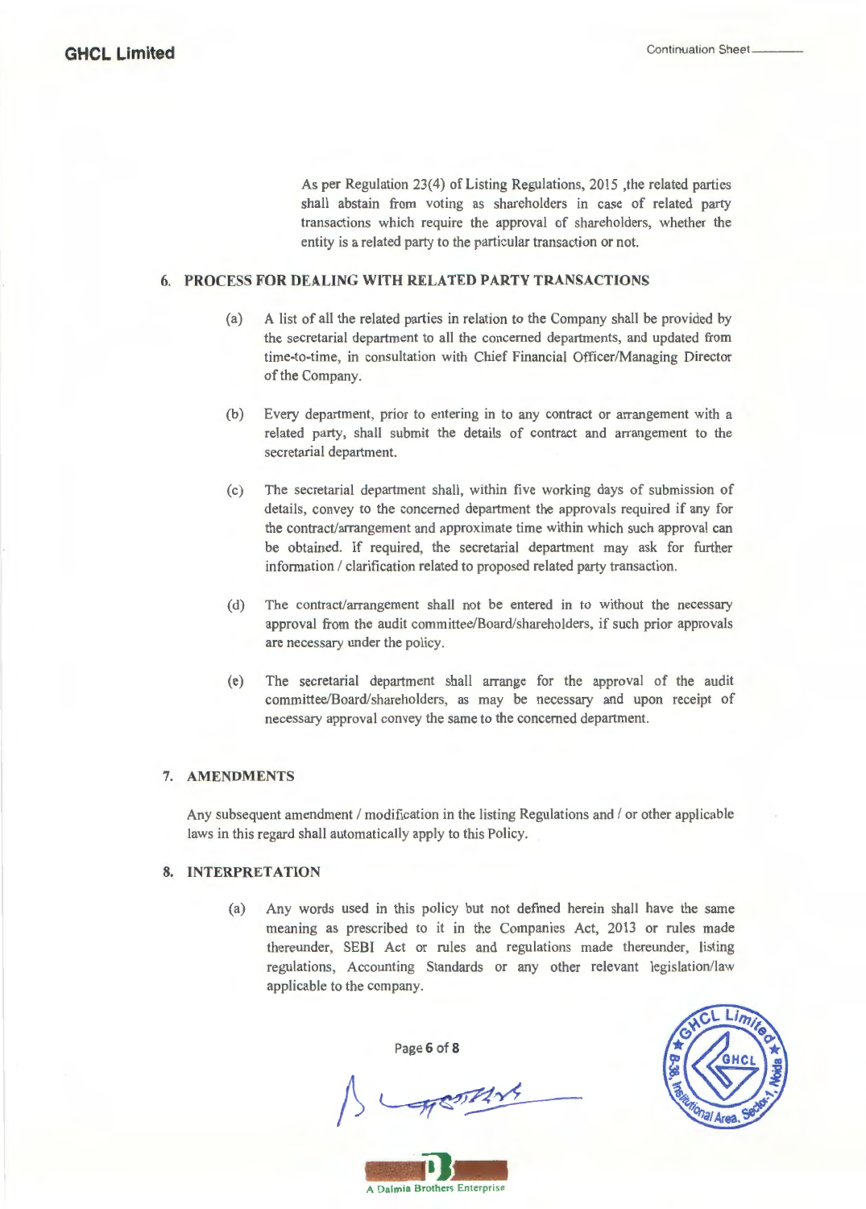As per Regulation 23(4) of Listing Regulations, 2015 ,the related parties shall abstain from voting as shareholders in case of related party transactions which require the approval of shareholders, whether the entity is a related party to the particular transaction or not.

## 6. PROCESS FOR DEALING WITH RELATED PARTY TRANSACTIONS

(a) A list of all the related parties in relation to the Company shall be provided by the secretarial department to all the concerned departments, and updated from time-to-time, in consultation with Chief Financial Officer/Managing Director of the Company.

(b) Every department, prior to entering in to any contract or arrangement with a related party, shall submit the details of contract and arrangement to the secretarial department.

(c) The secretarial department shall, within five working days of submission of details, convey to the concerned department the approvals required if any for the contract/arrangement and approximate time within which such approval can be obtained. If required, the secretarial department may ask for further information / clarification related to proposed related party transaction.

(d) The contract/arrangement shall not be entered in to without the necessary approval from the audit committee/Board/shareholders, if such prior approvals are necessary under the policy.

(e) The secretarial department shall arrange for the approval of the audit committee/Board/shareholders, as may be necessary and upon receipt of necessary approval convey the same to the concerned department.

## 7. AMENDMENTS

Any subsequent amendment / modification in the listing Regulations and / or other applicable laws in this regard shall automatically apply to this Policy.

## 8. INTERPRETATION

(a) Any words used in this policy but not defined herein shall have the same meaning as prescribed to it in the Companies Act, 2013 or rules made thereunder, SEBI Act or rules and regulations made thereunder, listing regulations, Accounting Standards or any other relevant legislation/law applicable to the company.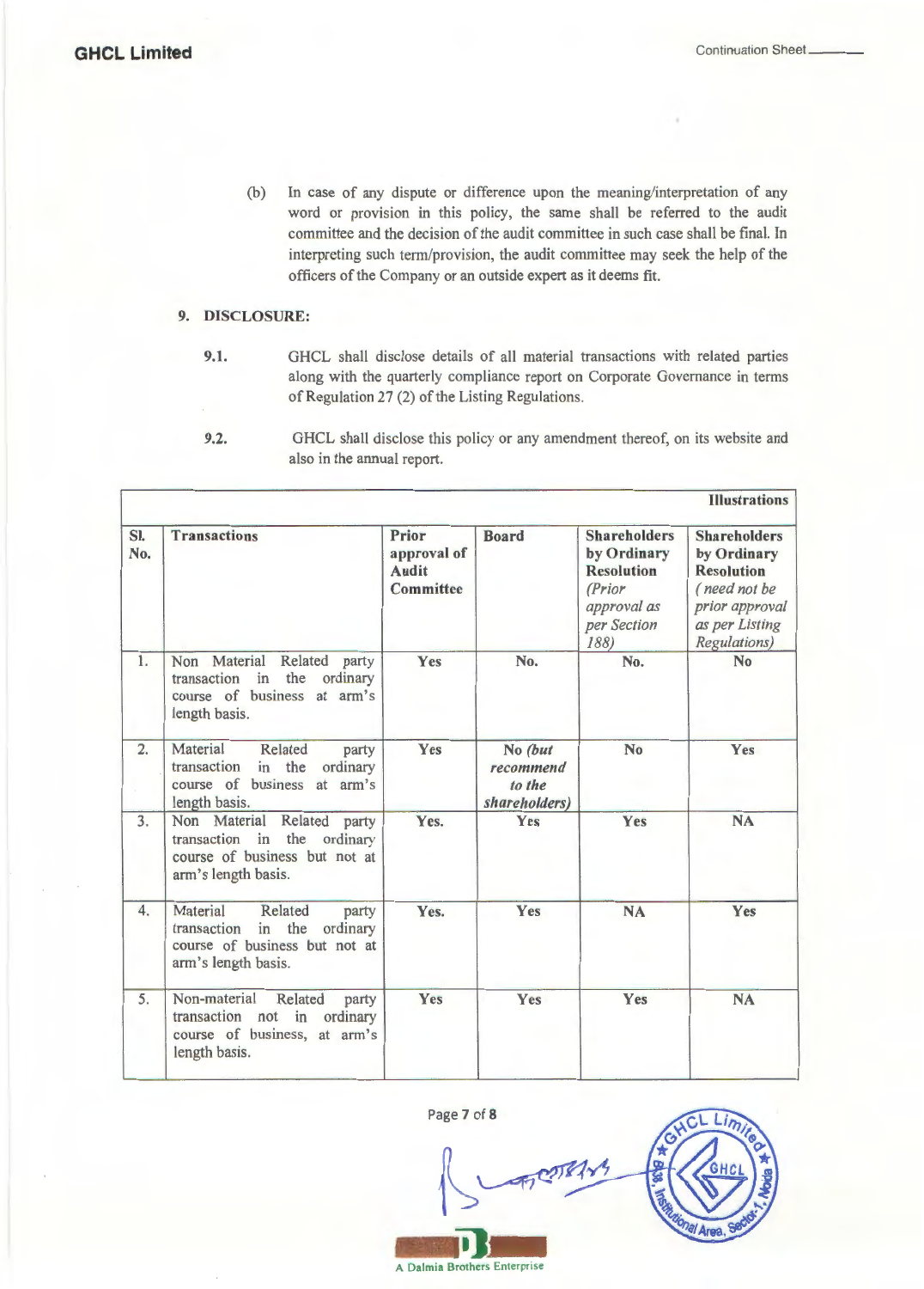(b) In case of any dispute or difference upon the meaning/interpretation of any word or provision in this policy, the same shall be referred to the audit committee and the decision of the audit committee in such case shall be final. In interpreting such term/provision, the audit committee may seek the help of the officers of the Company or an outside expert as it deems fit.

## 9. DISCLOSURE:

**9.1.** GHCL shall disclose details of all material transactions with related parties along with the quarterly compliance report on Corporate Governance in terms of Regulation 27 (2) of the Listing Regulations.

**9.2.** GHCL shall disclose this policy or any amendment thereof, on its website and also in the annual report.

**Illustrations**

| Sl. No. | Transactions | Prior approval of Audit Committee | Board | Shareholders by Ordinary Resolution *(Prior approval as per Section 188)* | Shareholders by Ordinary Resolution *( need not be prior approval as per Listing Regulations)* |
|---|---|---|---|---|---|
| 1. | Non Material Related party transaction in the ordinary course of business at arm's length basis. | Yes | No. | No. | No |
| 2. | Material Related party transaction in the ordinary course of business at arm's length basis. | Yes | No *(but recommend to the shareholders)* | No | Yes |
| 3. | Non Material Related party transaction in the ordinary course of business but not at arm's length basis. | Yes. | Yes | Yes | NA |
| 4. | Material Related party transaction in the ordinary course of business but not at arm's length basis. | Yes. | Yes | NA | Yes |
| 5. | Non-material Related party transaction not in ordinary course of business, at arm's length basis. | Yes | Yes | Yes | NA |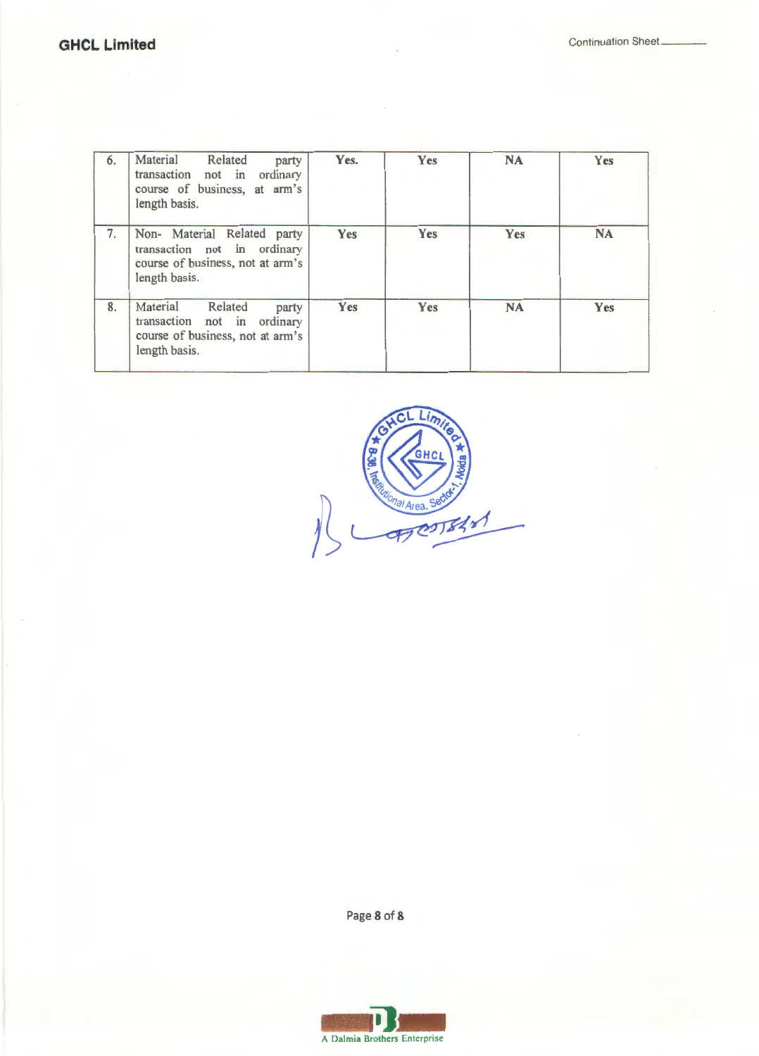| | | | | | |
|---|---|---|---|---|---|
| 6. | Material Related party transaction not in ordinary course of business, at arm's length basis. | Yes. | Yes | NA | Yes |
| 7. | Non- Material Related party transaction not in ordinary course of business, not at arm's length basis. | Yes | Yes | Yes | NA |
| 8. | Material Related party transaction not in ordinary course of business, not at arm's length basis. | Yes | Yes | NA | Yes |